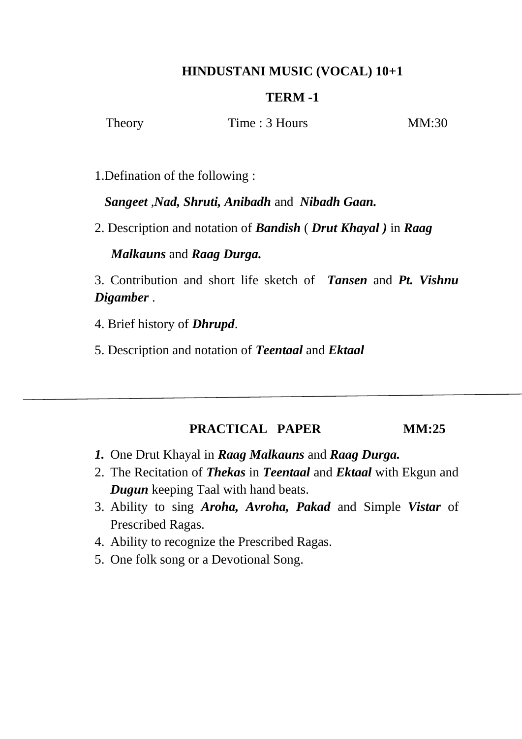# HINDUSTANI MUSIC (VOCAL) 10+1

## TERM -1

Theory | Time : 3 Hours | MM:30

1.Defination of the following :

***Sangeet*** ,***Nad, Shruti, Anibadh*** and ***Nibadh Gaan.***

2. Description and notation of ***Bandish*** ( ***Drut Khayal )*** in ***Raag Malkauns*** and ***Raag Durga.***

3. Contribution and short life sketch of ***Tansen*** and ***Pt. Vishnu Digamber*** .

4. Brief history of ***Dhrupd***.

5. Description and notation of ***Teentaal*** and ***Ektaal***

---

## PRACTICAL PAPER MM:25

1. One Drut Khayal in ***Raag Malkauns*** and ***Raag Durga.***
2. The Recitation of ***Thekas*** in ***Teentaal*** and ***Ektaal*** with Ekgun and ***Dugun*** keeping Taal with hand beats.
3. Ability to sing ***Aroha, Avroha, Pakad*** and Simple ***Vistar*** of Prescribed Ragas.
4. Ability to recognize the Prescribed Ragas.
5. One folk song or a Devotional Song.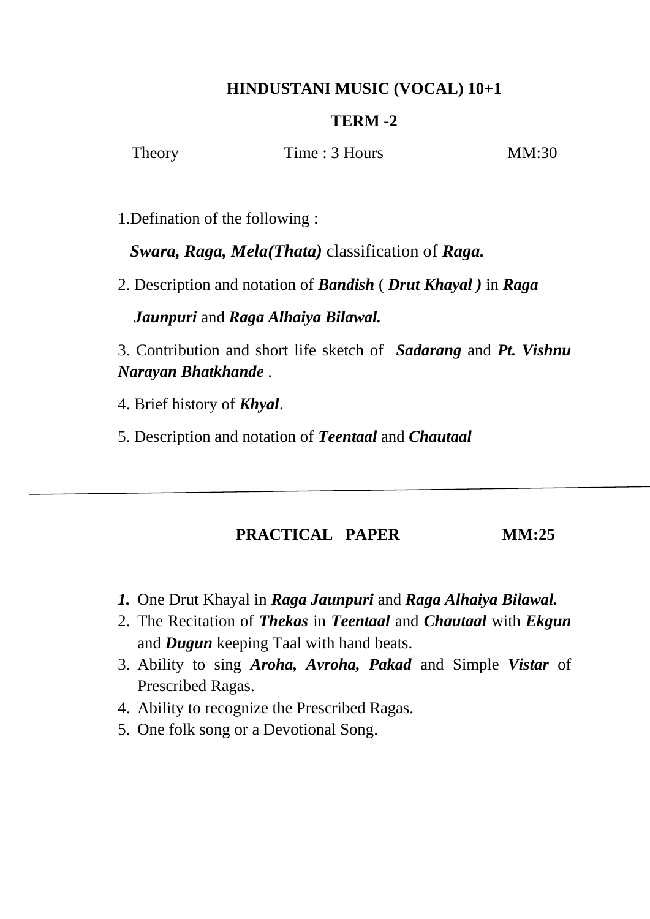## HINDUSTANI MUSIC (VOCAL) 10+1

### TERM -2

Theory          Time : 3 Hours          MM:30

1.Defination of the following :

***Swara, Raga, Mela(Thata)*** classification of ***Raga.***

2. Description and notation of ***Bandish*** ( ***Drut Khayal )*** in ***Raga Jaunpuri*** and ***Raga Alhaiya Bilawal.***

3. Contribution and short life sketch of ***Sadarang*** and ***Pt. Vishnu Narayan Bhatkhande*** .

4. Brief history of ***Khyal***.

5. Description and notation of ***Teentaal*** and ***Chautaal***

---

### PRACTICAL PAPER          MM:25

1. One Drut Khayal in ***Raga Jaunpuri*** and ***Raga Alhaiya Bilawal.***
2. The Recitation of ***Thekas*** in ***Teentaal*** and ***Chautaal*** with ***Ekgun*** and ***Dugun*** keeping Taal with hand beats.
3. Ability to sing ***Aroha, Avroha, Pakad*** and Simple ***Vistar*** of Prescribed Ragas.
4. Ability to recognize the Prescribed Ragas.
5. One folk song or a Devotional Song.